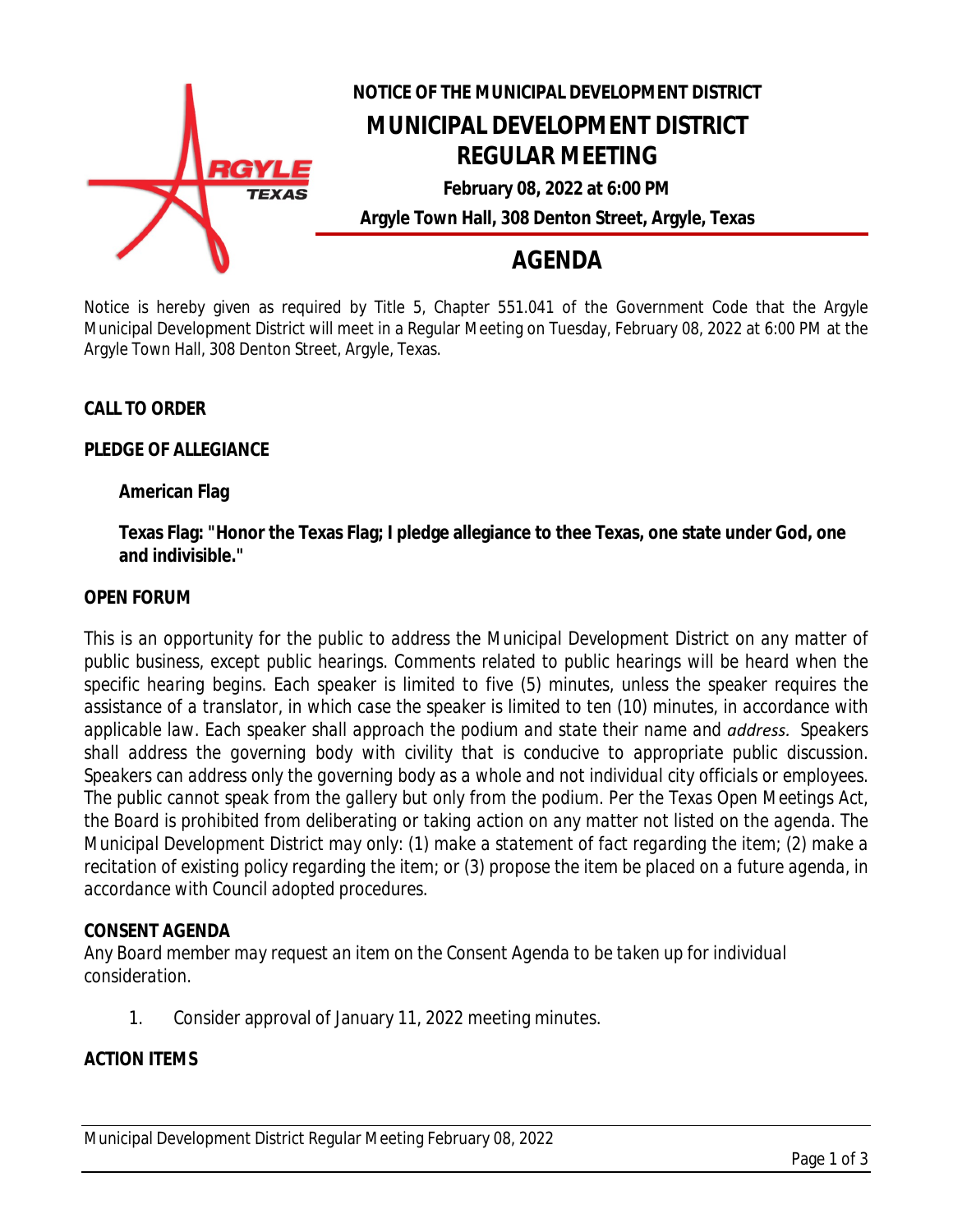# NOTICE OF THE MUNICIPAL DEVELOPMENT DISTRICT

## MUNICIPAL DEVELOPMENT DISTRICT REGULAR MEETING

**February 08, 2022 at 6:00 PM**

**Argyle Town Hall, 308 Denton Street, Argyle, Texas**

# AGENDA

Notice is hereby given as required by Title 5, Chapter 551.041 of the Government Code that the Argyle Municipal Development District will meet in a Regular Meeting on Tuesday, February 08, 2022 at 6:00 PM at the Argyle Town Hall, 308 Denton Street, Argyle, Texas.

**CALL TO ORDER**

**PLEDGE OF ALLEGIANCE**

**American Flag**

**Texas Flag: "Honor the Texas Flag; I pledge allegiance to thee Texas, one state under God, one and indivisible."**

**OPEN FORUM**

This is an opportunity for the public to address the Municipal Development District on any matter of public business, except public hearings. Comments related to public hearings will be heard when the specific hearing begins. Each speaker is limited to five (5) minutes, unless the speaker requires the assistance of a translator, in which case the speaker is limited to ten (10) minutes, in accordance with applicable law. Each speaker shall approach the podium and state their name and *address.* Speakers shall address the governing body with civility that is conducive to appropriate public discussion. Speakers can address only the governing body as a whole and not individual city officials or employees. The public cannot speak from the gallery but only from the podium. Per the Texas Open Meetings Act, the Board is prohibited from deliberating or taking action on any matter not listed on the agenda. The Municipal Development District may only: (1) make a statement of fact regarding the item; (2) make a recitation of existing policy regarding the item; or (3) propose the item be placed on a future agenda, in accordance with Council adopted procedures.

**CONSENT AGENDA**

Any Board member may request an item on the Consent Agenda to be taken up for individual consideration.

1. Consider approval of January 11, 2022 meeting minutes.

**ACTION ITEMS**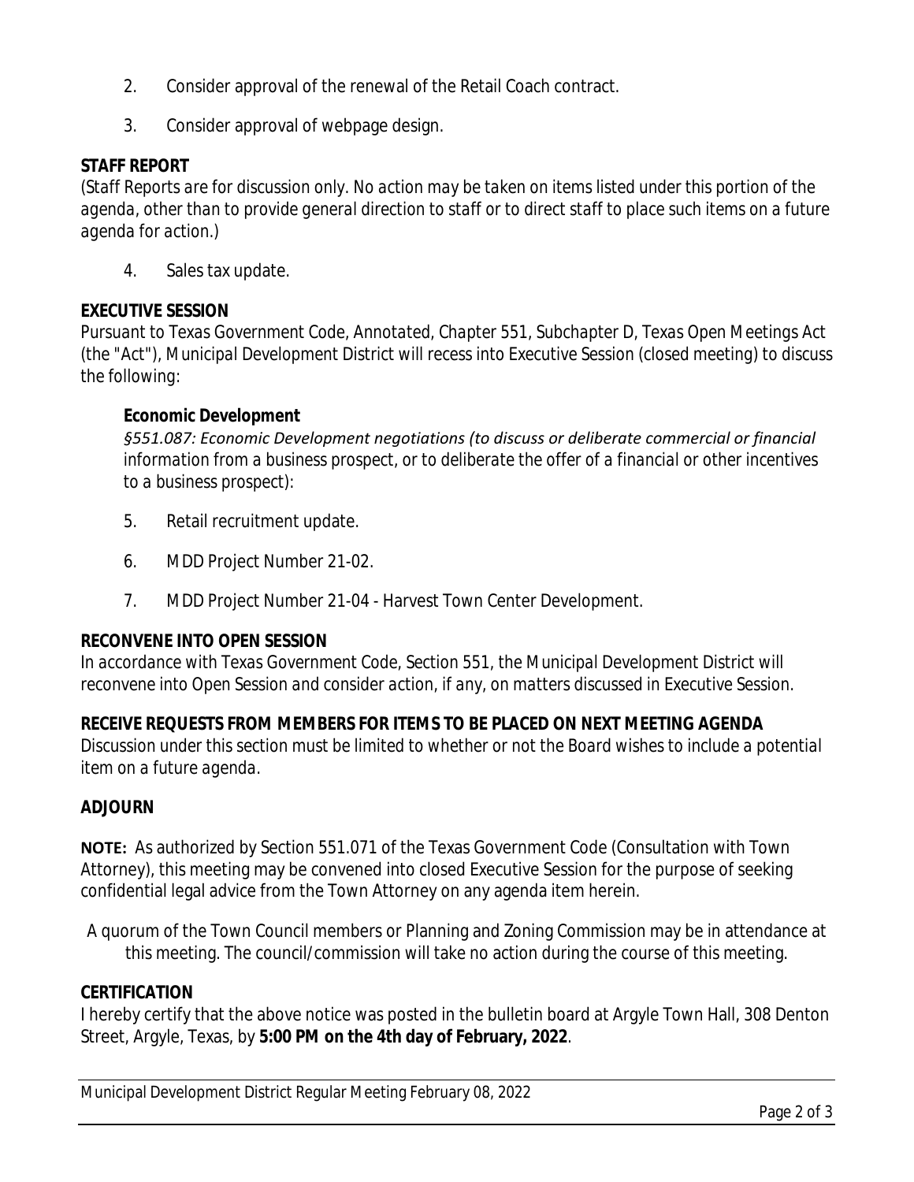2. Consider approval of the renewal of the Retail Coach contract.

3. Consider approval of webpage design.

**STAFF REPORT**

*(Staff Reports are for discussion only. No action may be taken on items listed under this portion of the agenda, other than to provide general direction to staff or to direct staff to place such items on a future agenda for action.)*

4. Sales tax update.

**EXECUTIVE SESSION**

*Pursuant to Texas Government Code, Annotated, Chapter 551, Subchapter D, Texas Open Meetings Act (the "Act"), Municipal Development District will recess into Executive Session (closed meeting) to discuss the following:*

**Economic Development**

*§551.087: Economic Development negotiations (to discuss or deliberate commercial or financial information from a business prospect, or to deliberate the offer of a financial or other incentives to a business prospect):*

5. Retail recruitment update.

6. MDD Project Number 21-02.

7. MDD Project Number 21-04 - Harvest Town Center Development.

**RECONVENE INTO OPEN SESSION**

*In accordance with Texas Government Code, Section 551, the Municipal Development District will reconvene into Open Session and consider action, if any, on matters discussed in Executive Session.*

**RECEIVE REQUESTS FROM MEMBERS FOR ITEMS TO BE PLACED ON NEXT MEETING AGENDA**

Discussion under this section must be limited to whether or not the Board wishes to include a potential item on a future agenda.

**ADJOURN**

**NOTE:** As authorized by Section 551.071 of the Texas Government Code (Consultation with Town Attorney), this meeting may be convened into closed Executive Session for the purpose of seeking confidential legal advice from the Town Attorney on any agenda item herein.

A quorum of the Town Council members or Planning and Zoning Commission may be in attendance at this meeting. The council/commission will take no action during the course of this meeting.

**CERTIFICATION**

I hereby certify that the above notice was posted in the bulletin board at Argyle Town Hall, 308 Denton Street, Argyle, Texas, by **5:00 PM on the 4th day of February, 2022**.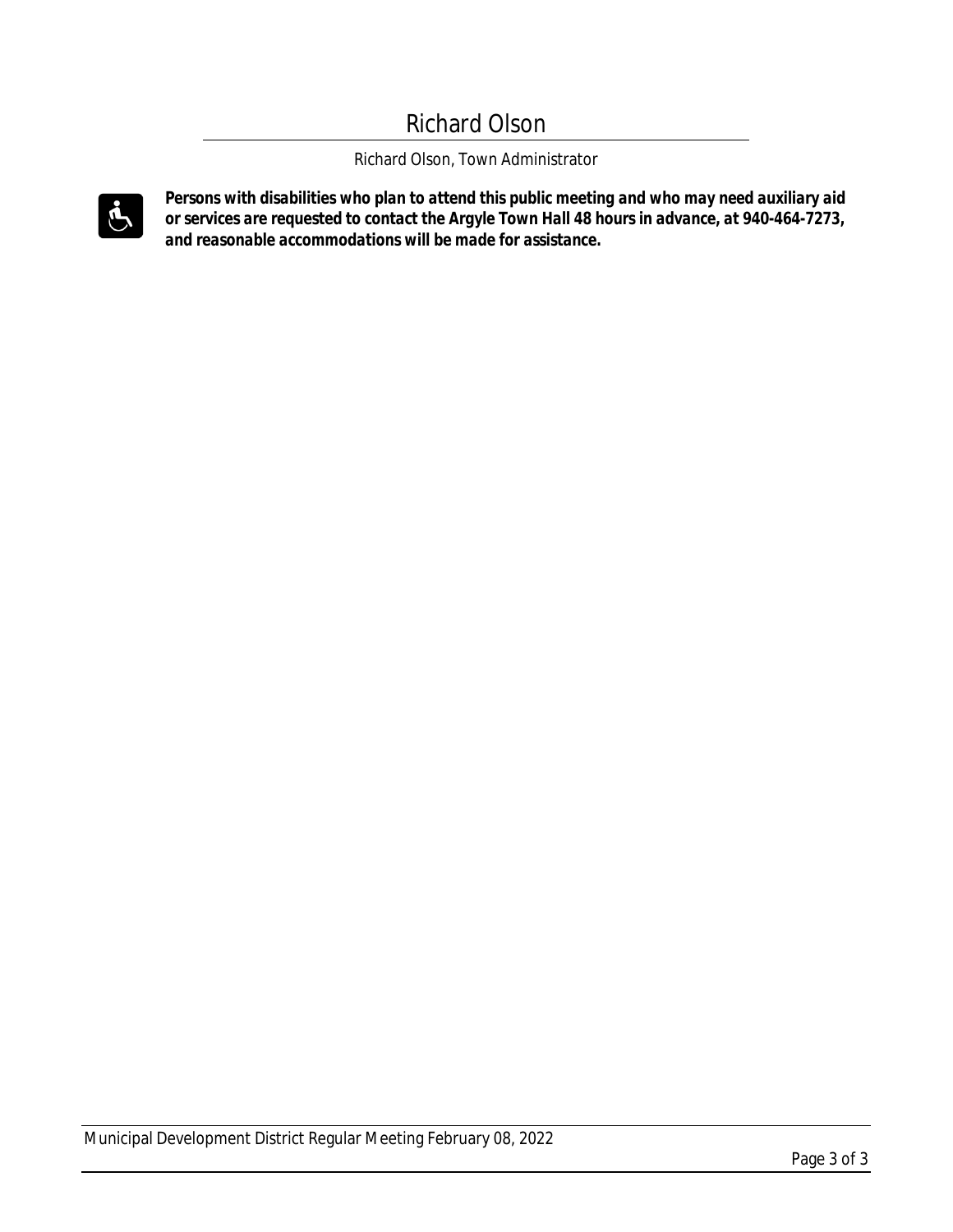Richard Olson

Richard Olson, Town Administrator

***Persons with disabilities who plan to attend this public meeting and who may need auxiliary aid or services are requested to contact the Argyle Town Hall 48 hours in advance, at 940-464-7273, and reasonable accommodations will be made for assistance.***